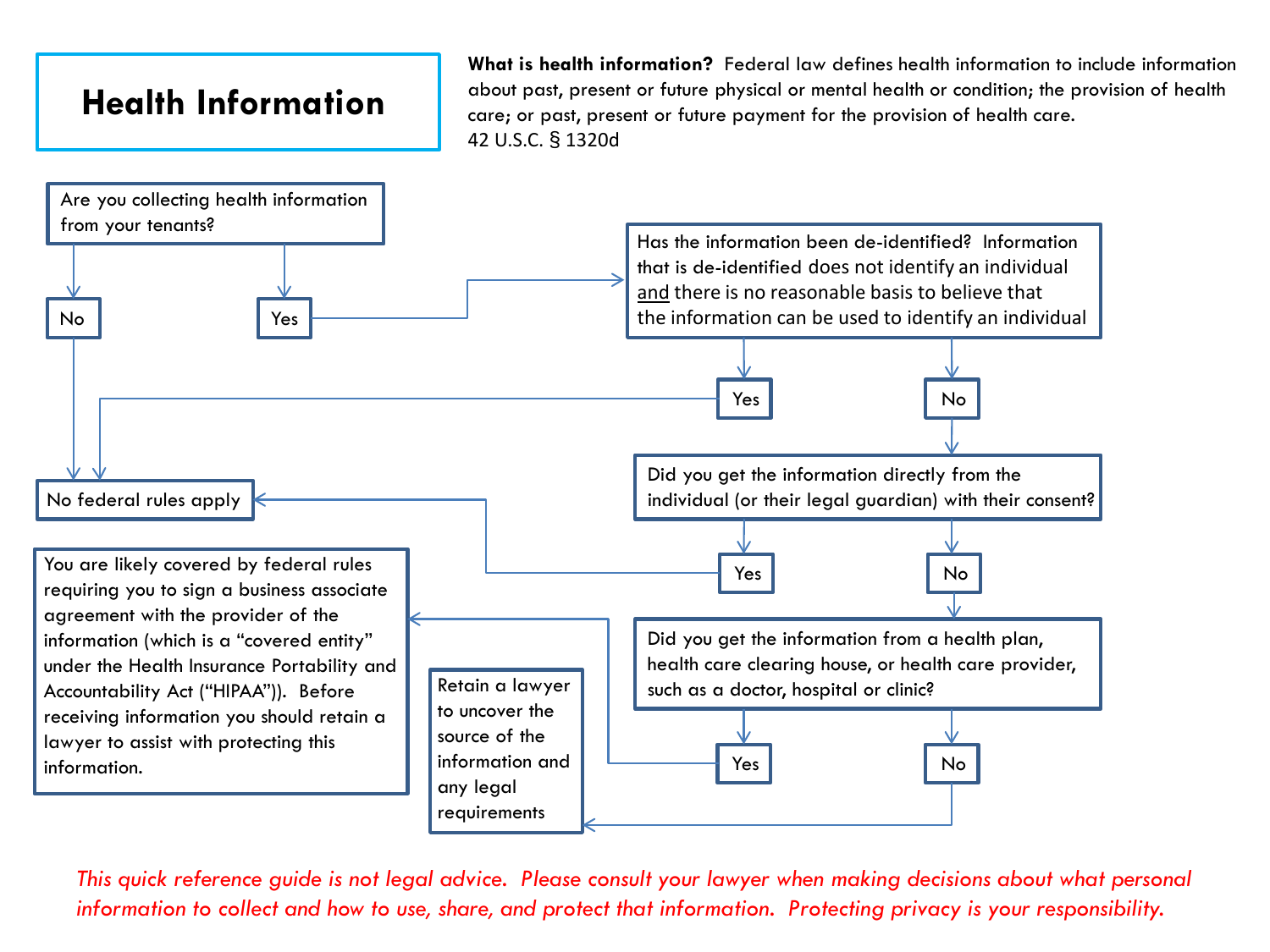# Health Information

**What is health information?** Federal law defines health information to include information about past, present or future physical or mental health or condition; the provision of health care; or past, present or future payment for the provision of health care.
42 U.S.C. § 1320d

**Are you collecting health information from your tenants?**

- **No** → No federal rules apply
- **Yes** → **Has the information been de-identified?** Information that is de-identified does not identify an individual and there is no reasonable basis to believe that the information can be used to identify an individual
  - **Yes** → No federal rules apply
  - **No** → **Did you get the information directly from the individual (or their legal guardian) with their consent?**
    - **Yes** → No federal rules apply
    - **No** → **Did you get the information from a health plan, health care clearing house, or health care provider, such as a doctor, hospital or clinic?**
      - **Yes** → You are likely covered by federal rules requiring you to sign a business associate agreement with the provider of the information (which is a "covered entity" under the Health Insurance Portability and Accountability Act ("HIPAA")). Before receiving information you should retain a lawyer to assist with protecting this information.
      - **No** → Retain a lawyer to uncover the source of the information and any legal requirements

*This quick reference guide is not legal advice. Please consult your lawyer when making decisions about what personal information to collect and how to use, share, and protect that information. Protecting privacy is your responsibility.*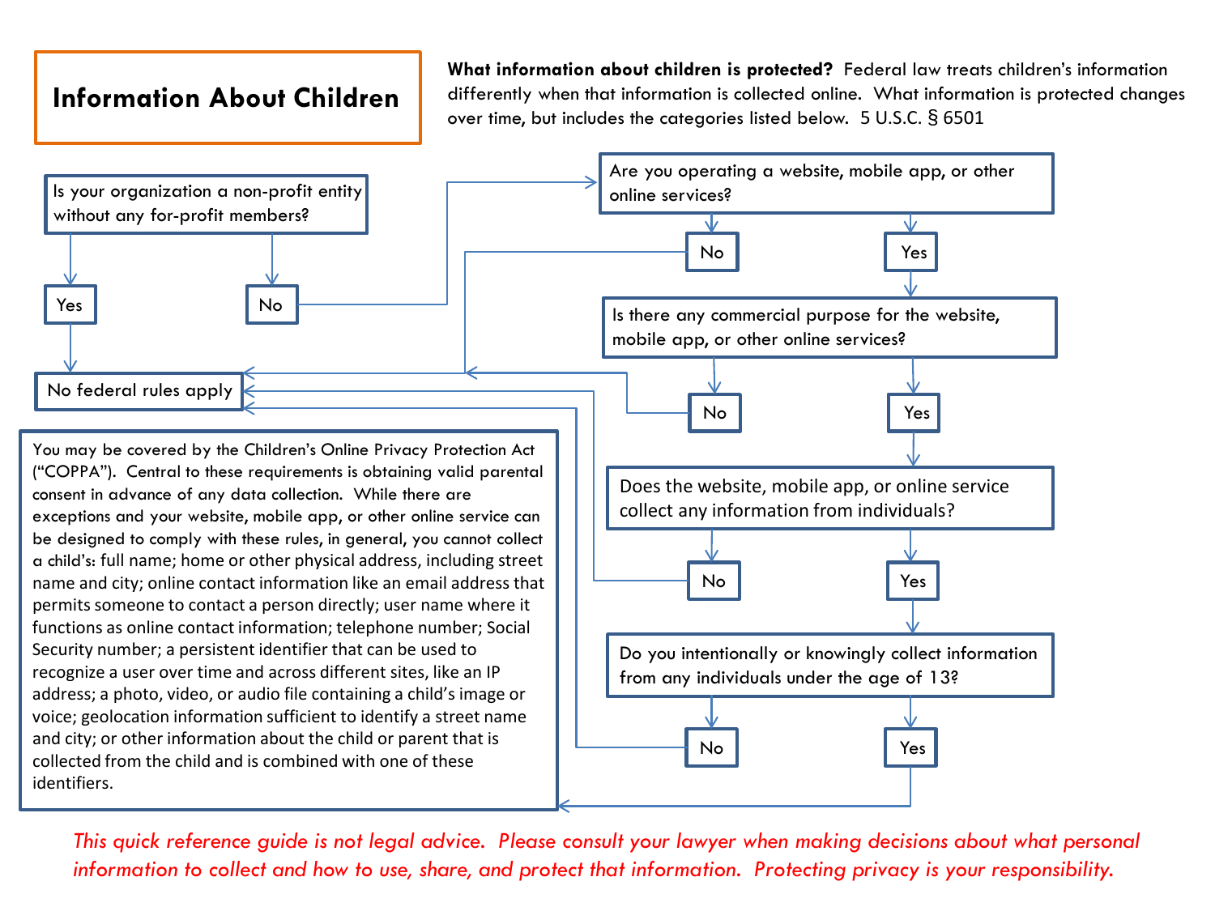# Information About Children

**What information about children is protected?** Federal law treats children's information differently when that information is collected online. What information is protected changes over time, but includes the categories listed below. 5 U.S.C. § 6501

Is your organization a non-profit entity without any for-profit members?

- Yes → No federal rules apply
- No → Are you operating a website, mobile app, or other online services?

Are you operating a website, mobile app, or other online services?

- No → No federal rules apply
- Yes → Is there any commercial purpose for the website, mobile app, or other online services?

Is there any commercial purpose for the website, mobile app, or other online services?

- No → No federal rules apply
- Yes → Does the website, mobile app, or online service collect any information from individuals?

Does the website, mobile app, or online service collect any information from individuals?

- No → No federal rules apply
- Yes → Do you intentionally or knowingly collect information from any individuals under the age of 13?

Do you intentionally or knowingly collect information from any individuals under the age of 13?

- No → No federal rules apply
- Yes → You may be covered by COPPA (see below)

**No federal rules apply**

You may be covered by the Children's Online Privacy Protection Act ("COPPA"). Central to these requirements is obtaining valid parental consent in advance of any data collection. While there are exceptions and your website, mobile app, or other online service can be designed to comply with these rules, in general, you cannot collect a child's: full name; home or other physical address, including street name and city; online contact information like an email address that permits someone to contact a person directly; user name where it functions as online contact information; telephone number; Social Security number; a persistent identifier that can be used to recognize a user over time and across different sites, like an IP address; a photo, video, or audio file containing a child's image or voice; geolocation information sufficient to identify a street name and city; or other information about the child or parent that is collected from the child and is combined with one of these identifiers.

*This quick reference guide is not legal advice. Please consult your lawyer when making decisions about what personal information to collect and how to use, share, and protect that information. Protecting privacy is your responsibility.*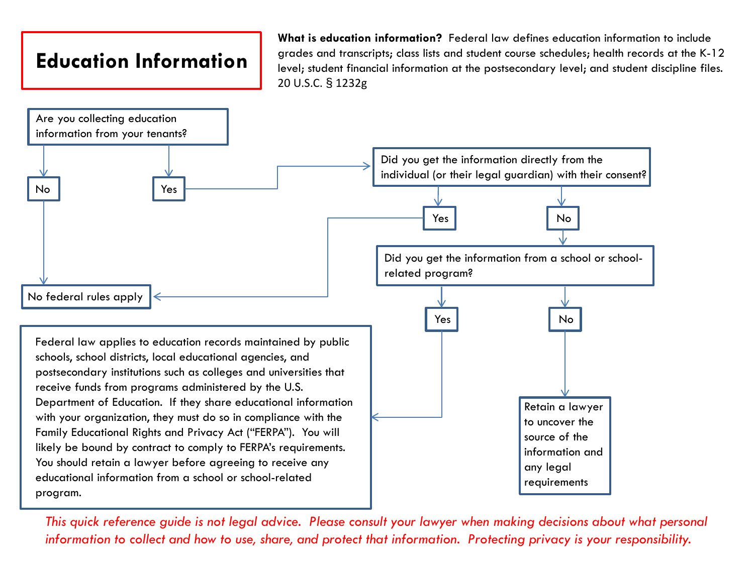# Education Information

**What is education information?** Federal law defines education information to include grades and transcripts; class lists and student course schedules; health records at the K-12 level; student financial information at the postsecondary level; and student discipline files. 20 U.S.C. § 1232g

Are you collecting education information from your tenants?

- No → No federal rules apply
- Yes → Did you get the information directly from the individual (or their legal guardian) with their consent?
  - Yes → No federal rules apply
  - No → Did you get the information from a school or school-related program?
    - Yes → Federal law applies to education records maintained by public schools, school districts, local educational agencies, and postsecondary institutions such as colleges and universities that receive funds from programs administered by the U.S. Department of Education. If they share educational information with your organization, they must do so in compliance with the Family Educational Rights and Privacy Act ("FERPA"). You will likely be bound by contract to comply to FERPA's requirements. You should retain a lawyer before agreeing to receive any educational information from a school or school-related program.
    - No → Retain a lawyer to uncover the source of the information and any legal requirements

*This quick reference guide is not legal advice. Please consult your lawyer when making decisions about what personal information to collect and how to use, share, and protect that information. Protecting privacy is your responsibility.*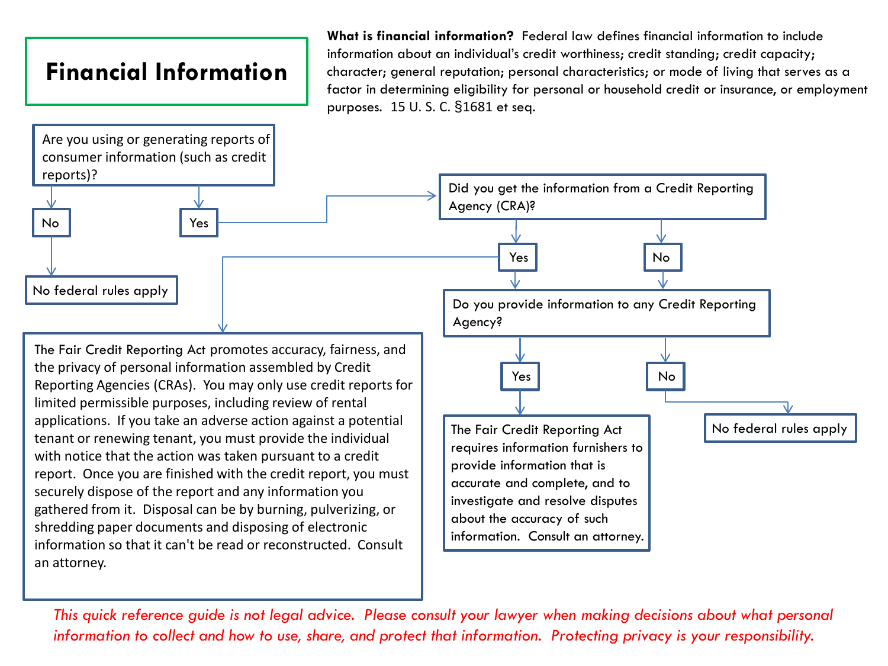# Financial Information

**What is financial information?** Federal law defines financial information to include information about an individual's credit worthiness; credit standing; credit capacity; character; general reputation; personal characteristics; or mode of living that serves as a factor in determining eligibility for personal or household credit or insurance, or employment purposes. 15 U. S. C. §1681 et seq.

Are you using or generating reports of consumer information (such as credit reports)?

No

No federal rules apply

Yes

Did you get the information from a Credit Reporting Agency (CRA)?

Yes

The Fair Credit Reporting Act promotes accuracy, fairness, and the privacy of personal information assembled by Credit Reporting Agencies (CRAs). You may only use credit reports for limited permissible purposes, including review of rental applications. If you take an adverse action against a potential tenant or renewing tenant, you must provide the individual with notice that the action was taken pursuant to a credit report. Once you are finished with the credit report, you must securely dispose of the report and any information you gathered from it. Disposal can be by burning, pulverizing, or shredding paper documents and disposing of electronic information so that it can't be read or reconstructed. Consult an attorney.

No

Do you provide information to any Credit Reporting Agency?

Yes

The Fair Credit Reporting Act requires information furnishers to provide information that is accurate and complete, and to investigate and resolve disputes about the accuracy of such information. Consult an attorney.

No

No federal rules apply

*This quick reference guide is not legal advice. Please consult your lawyer when making decisions about what personal information to collect and how to use, share, and protect that information. Protecting privacy is your responsibility.*